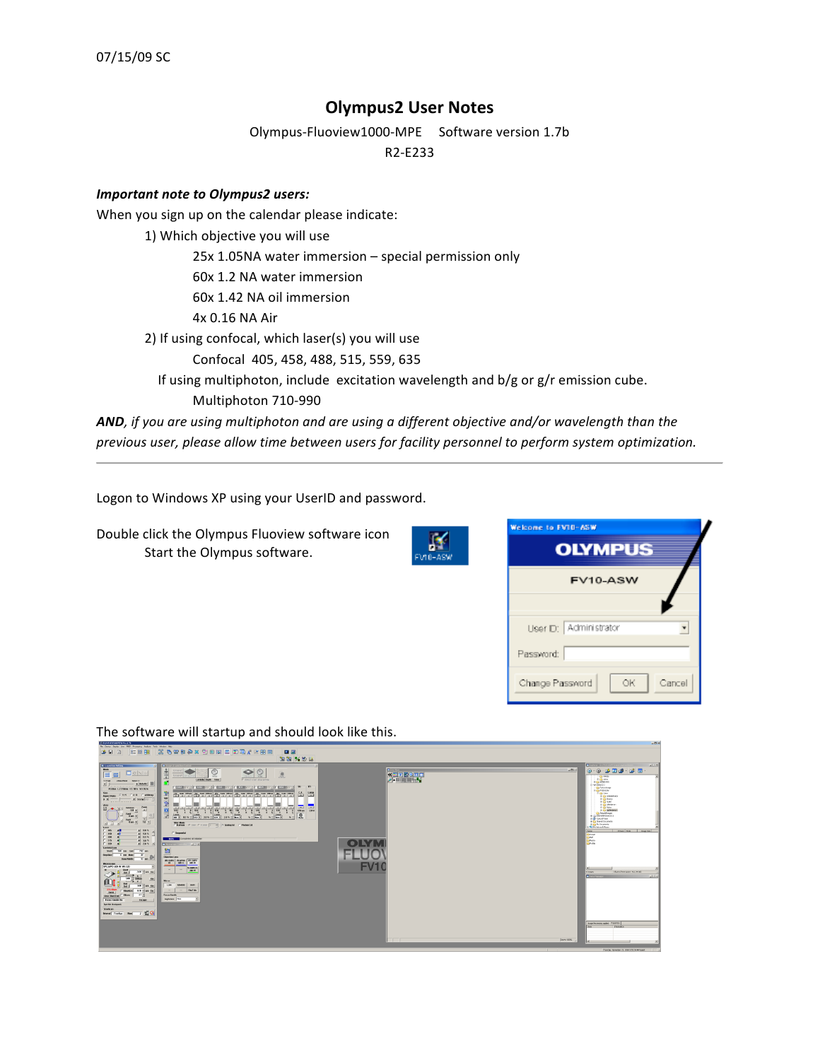07/15/09 SC

# Olympus2 User Notes

Olympus-Fluoview1000-MPE     Software version 1.7b

R2-E233

***Important note to Olympus2 users:***

When you sign up on the calendar please indicate:

1) Which objective you will use
   - 25x 1.05NA water immersion – special permission only
   - 60x 1.2 NA water immersion
   - 60x 1.42 NA oil immersion
   - 4x 0.16 NA Air
2) If using confocal, which laser(s) you will use
   - Confocal 405, 458, 488, 515, 559, 635

   If using multiphoton, include excitation wavelength and b/g or g/r emission cube.
   - Multiphoton 710-990

***AND**, if you are using multiphoton and are using a different objective and/or wavelength than the previous user, please allow time between users for facility personnel to perform system optimization.*

---

Logon to Windows XP using your UserID and password.

Double click the Olympus Fluoview software icon

Start the Olympus software.

The software will startup and should look like this.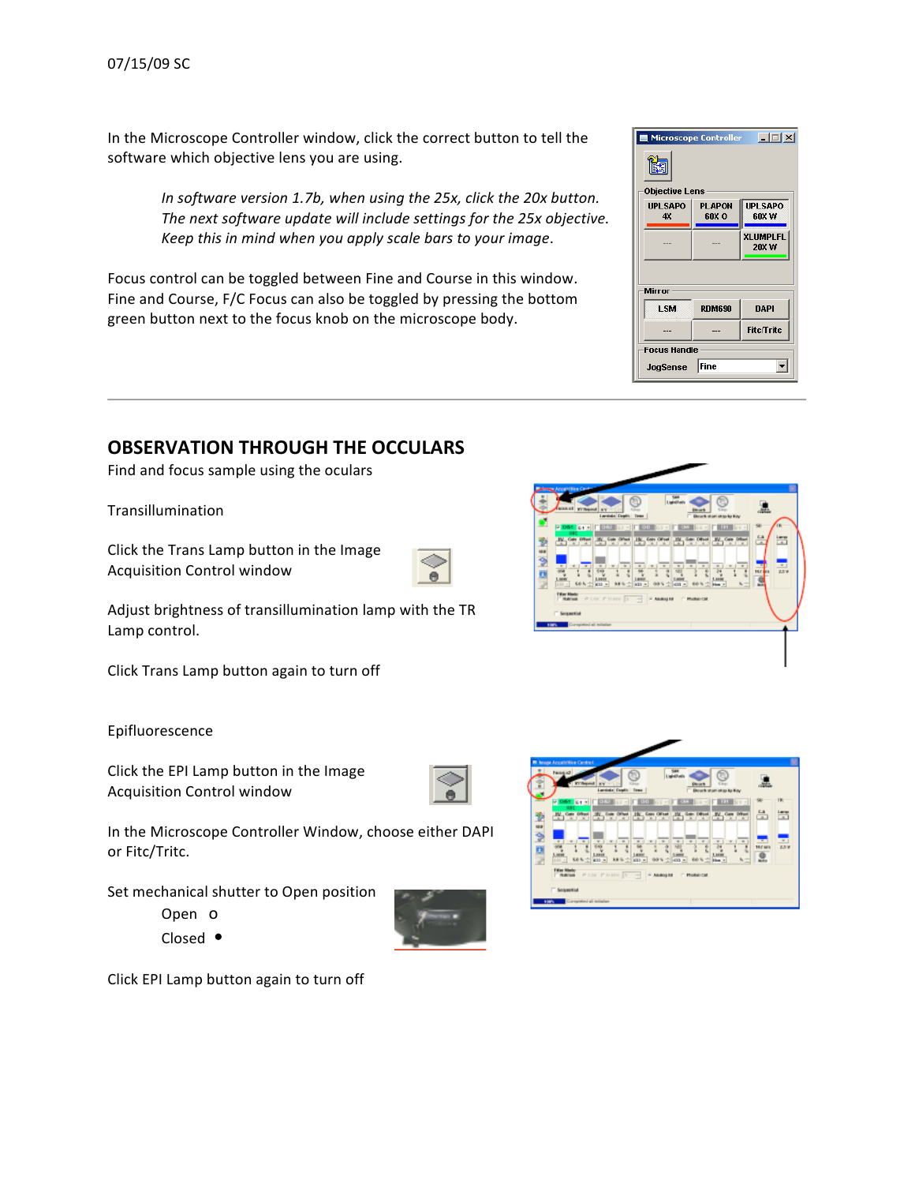07/15/09 SC

In the Microscope Controller window, click the correct button to tell the software which objective lens you are using.

> *In software version 1.7b, when using the 25x, click the 20x button. The next software update will include settings for the 25x objective. Keep this in mind when you apply scale bars to your image.*

Focus control can be toggled between Fine and Course in this window. Fine and Course, F/C Focus can also be toggled by pressing the bottom green button next to the focus knob on the microscope body.

---

## OBSERVATION THROUGH THE OCCULARS

Find and focus sample using the oculars

Transillumination

Click the Trans Lamp button in the Image Acquisition Control window

Adjust brightness of transillumination lamp with the TR Lamp control.

Click Trans Lamp button again to turn off

Epifluorescence

Click the EPI Lamp button in the Image Acquisition Control window

In the Microscope Controller Window, choose either DAPI or Fitc/Tritc.

Set mechanical shutter to Open position

Open o

Closed •

Click EPI Lamp button again to turn off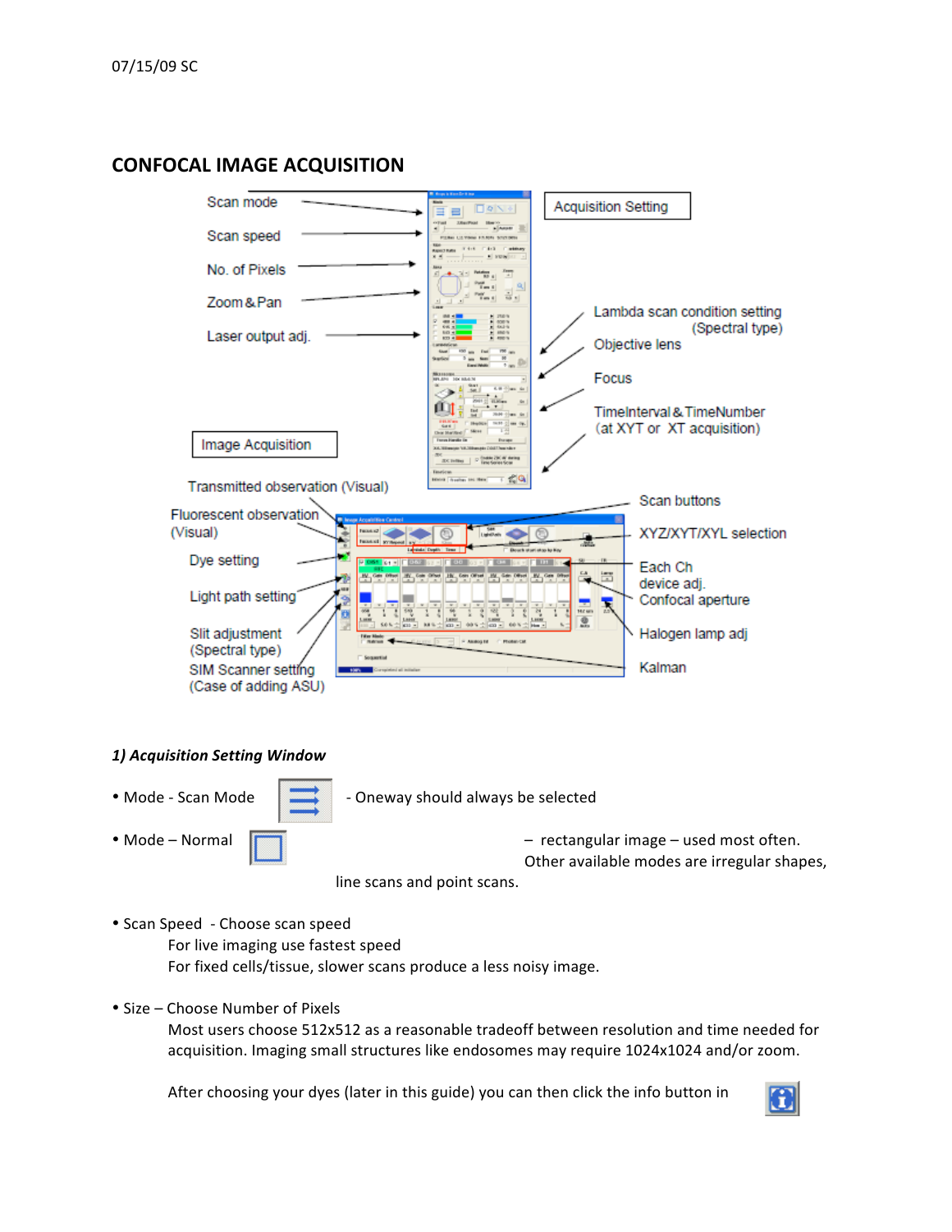07/15/09 SC

# CONFOCAL IMAGE ACQUISITION

Scan mode

Scan speed

No. of Pixels

Zoom & Pan

Laser output adj.

Acquisition Setting

Lambda scan condition setting (Spectral type)

Objective lens

Focus

TimeInterval & TimeNumber (at XYT or XT acquisition)

Image Acquisition

Transmitted observation (Visual)

Fluorescent observation (Visual)

Dye setting

Light path setting

Slit adjustment (Spectral type)

SIM Scanner setting (Case of adding ASU)

Scan buttons

XYZ/XYT/XYL selection

Each Ch device adj.

Confocal aperture

Halogen lamp adj

Kalman

### *1) Acquisition Setting Window*

- Mode - Scan Mode - Oneway should always be selected
- Mode – Normal – rectangular image – used most often. Other available modes are irregular shapes, line scans and point scans.

- Scan Speed - Choose scan speed
  For live imaging use fastest speed
  For fixed cells/tissue, slower scans produce a less noisy image.

- Size – Choose Number of Pixels
  Most users choose 512x512 as a reasonable tradeoff between resolution and time needed for acquisition. Imaging small structures like endosomes may require 1024x1024 and/or zoom.

  After choosing your dyes (later in this guide) you can then click the info button in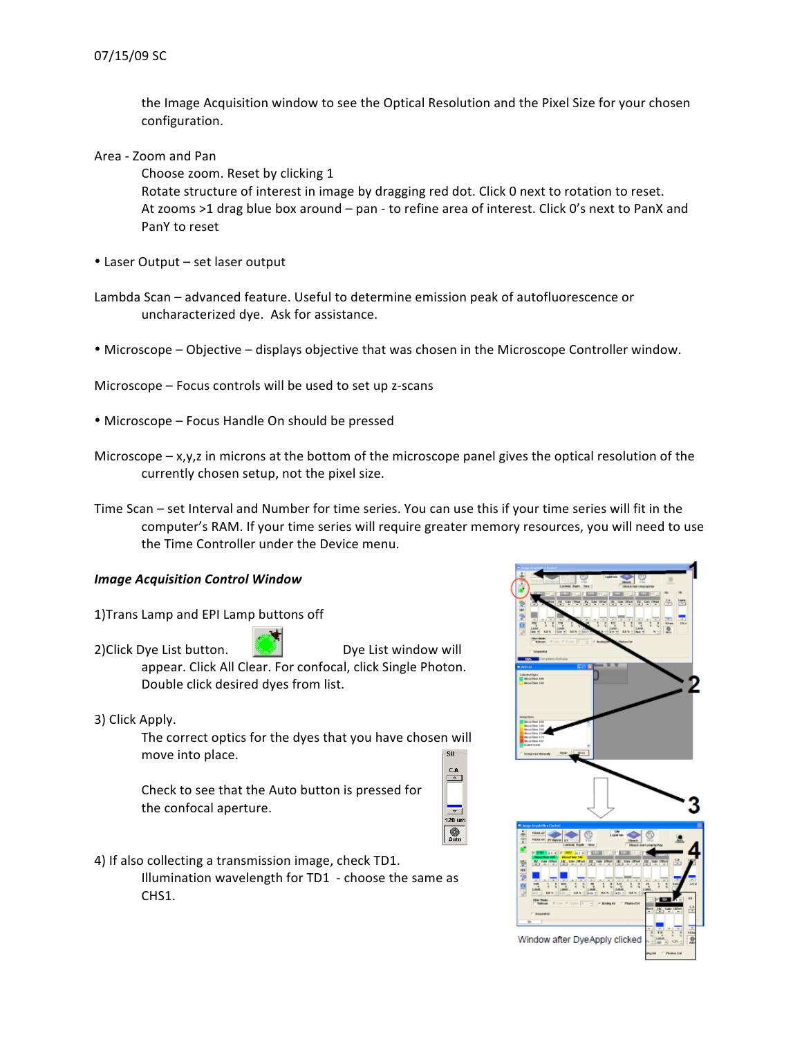the Image Acquisition window to see the Optical Resolution and the Pixel Size for your chosen configuration.

Area - Zoom and Pan

Choose zoom. Reset by clicking 1

Rotate structure of interest in image by dragging red dot. Click 0 next to rotation to reset.

At zooms >1 drag blue box around – pan - to refine area of interest. Click 0's next to PanX and PanY to reset

- Laser Output – set laser output

Lambda Scan – advanced feature. Useful to determine emission peak of autofluorescence or uncharacterized dye. Ask for assistance.

- Microscope – Objective – displays objective that was chosen in the Microscope Controller window.

Microscope – Focus controls will be used to set up z-scans

- Microscope – Focus Handle On should be pressed

Microscope – x,y,z in microns at the bottom of the microscope panel gives the optical resolution of the currently chosen setup, not the pixel size.

Time Scan – set Interval and Number for time series. You can use this if your time series will fit in the computer's RAM. If your time series will require greater memory resources, you will need to use the Time Controller under the Device menu.

***Image Acquisition Control Window***

1)Trans Lamp and EPI Lamp buttons off

2)Click Dye List button. Dye List window will appear. Click All Clear. For confocal, click Single Photon. Double click desired dyes from list.

3) Click Apply.

The correct optics for the dyes that you have chosen will move into place.

Check to see that the Auto button is pressed for the confocal aperture.

4) If also collecting a transmission image, check TD1.

Illumination wavelength for TD1 - choose the same as CHS1.

Window after DyeApply clicked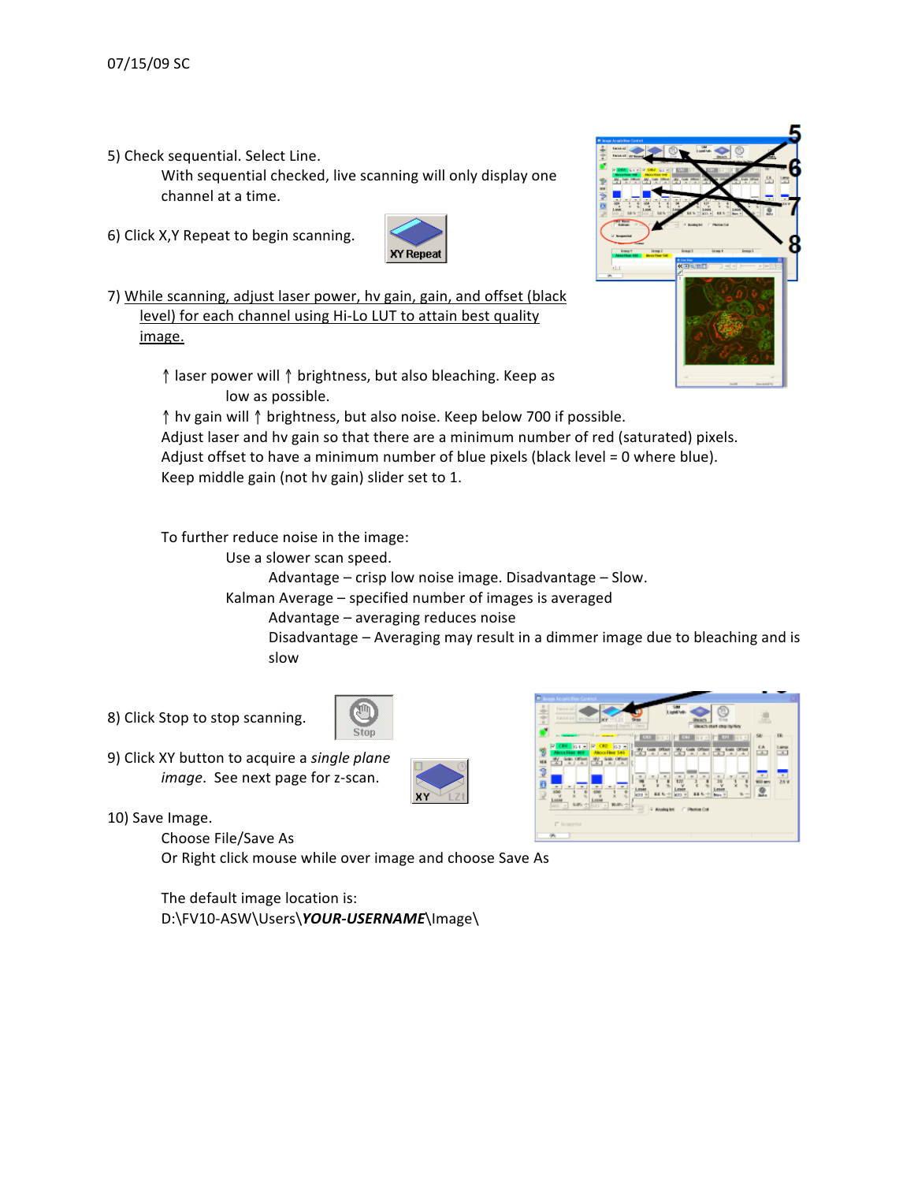5) Check sequential. Select Line.

With sequential checked, live scanning will only display one channel at a time.

6) Click X,Y Repeat to begin scanning.

7) While scanning, adjust laser power, hv gain, gain, and offset (black level) for each channel using Hi-Lo LUT to attain best quality image.

↑ laser power will ↑ brightness, but also bleaching. Keep as low as possible.

↑ hv gain will ↑ brightness, but also noise. Keep below 700 if possible.

Adjust laser and hv gain so that there are a minimum number of red (saturated) pixels.

Adjust offset to have a minimum number of blue pixels (black level = 0 where blue).

Keep middle gain (not hv gain) slider set to 1.

To further reduce noise in the image:

- Use a slower scan speed.
  - Advantage – crisp low noise image. Disadvantage – Slow.
- Kalman Average – specified number of images is averaged
  - Advantage – averaging reduces noise
  - Disadvantage – Averaging may result in a dimmer image due to bleaching and is slow

8) Click Stop to stop scanning.

9) Click XY button to acquire a *single plane image*. See next page for z-scan.

10) Save Image.

Choose File/Save As

Or Right click mouse while over image and choose Save As

The default image location is:

D:\FV10-ASW\Users\***YOUR-USERNAME***\Image\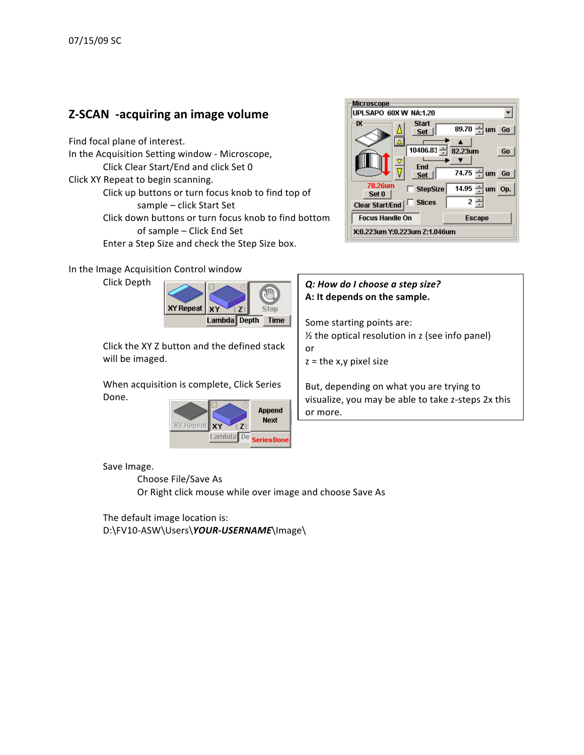07/15/09 SC

## Z-SCAN -acquiring an image volume

Find focal plane of interest.
In the Acquisition Setting window - Microscope,
Click Clear Start/End and click Set 0
Click XY Repeat to begin scanning.
Click up buttons or turn focus knob to find top of sample – click Start Set
Click down buttons or turn focus knob to find bottom of sample – Click End Set
Enter a Step Size and check the Step Size box.

In the Image Acquisition Control window
Click Depth

Click the XY Z button and the defined stack will be imaged.

When acquisition is complete, Click Series Done.

> ***Q: How do I choose a step size?***
> **A: It depends on the sample.**
>
> Some starting points are:
> ½ the optical resolution in z (see info panel)
> or
> z = the x,y pixel size
>
> But, depending on what you are trying to visualize, you may be able to take z-steps 2x this or more.

Save Image.
Choose File/Save As
Or Right click mouse while over image and choose Save As

The default image location is:
D:\FV10-ASW\Users\***YOUR-USERNAME***\Image\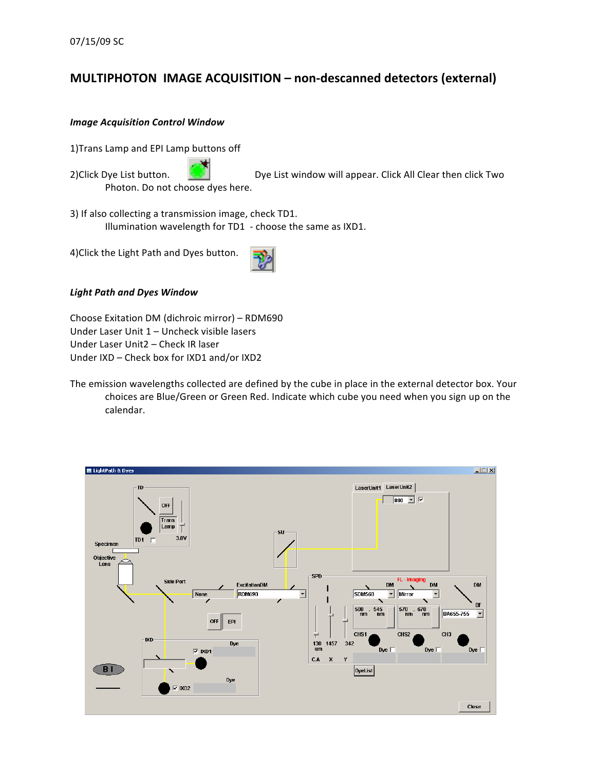07/15/09 SC

# MULTIPHOTON IMAGE ACQUISITION – non-descanned detectors (external)

### *Image Acquisition Control Window*

1)Trans Lamp and EPI Lamp buttons off

2)Click Dye List button. Dye List window will appear. Click All Clear then click Two Photon. Do not choose dyes here.

3) If also collecting a transmission image, check TD1.
Illumination wavelength for TD1 - choose the same as IXD1.

4)Click the Light Path and Dyes button.

### *Light Path and Dyes Window*

Choose Exitation DM (dichroic mirror) – RDM690
Under Laser Unit 1 – Uncheck visible lasers
Under Laser Unit2 – Check IR laser
Under IXD – Check box for IXD1 and/or IXD2

The emission wavelengths collected are defined by the cube in place in the external detector box. Your choices are Blue/Green or Green Red. Indicate which cube you need when you sign up on the calendar.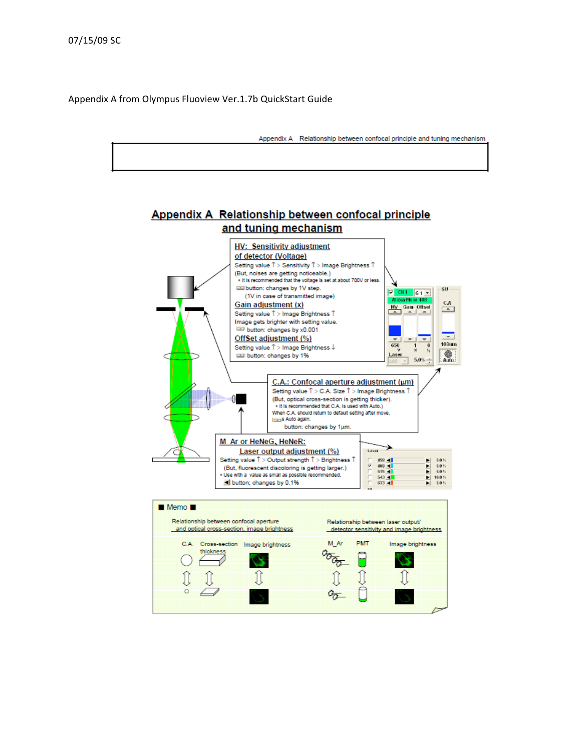07/15/09 SC

Appendix A from Olympus Fluoview Ver.1.7b QuickStart Guide

Appendix A Relationship between confocal principle and tuning mechanism

# Appendix A Relationship between confocal principle and tuning mechanism

**HV: Sensitivity adjustment of detector (Voltage)**

Setting value ↑ > Sensitivity ↑ > Image Brightness ↑

(But, noises are getting noticeable.)

* It is recommended that the voltage is set at about 700V or less.

button: changes by 1V step.

(1V in case of transmitted image)

**Gain adjustment (x)**

Setting value ↑ > Image Brightness ↑

Image gets brighter with setting value.

button: changes by x0.001

**OffSet adjustment (%)**

Setting value ↑ > Image Brightness ↓

button: changes by 1%

**C.A.: Confocal aperture adjustment (μm)**

Setting value ↑ > C.A. Size ↑ > Image Brightness ↑

(But, optical cross-section is getting thicker).

* It is recommended that C.A. is used with Auto.)

When C.A. should return to default setting after move, s Auto again.

button: changes by 1μm.

**M_Ar or HeNeG, HeNeR: Laser output adjustment (%)**

Setting value ↑ > Output strength ↑ > Brightness ↑

(But, fluorescent discoloring is getting larger.)

* Use with a value as small as possible recommended.

button; changes by 0.1%

CH1 G1 Alexa Fluor 488 HV Gain Offset 650 V 1 x 0 % Laser 488 5.0% SU C.A 108um Auto

Laser 458 5.0% 488 5.0% 515 5.0% 543 10.0% 633 5.0%

**■ Memo ■**

Relationship between confocal aperture and optical cross-section, image brightness

C.A. Cross-section thickness Image brightness

Relationship between laser output/ detector sensitivity and image brightness

M_Ar PMT Image brightness